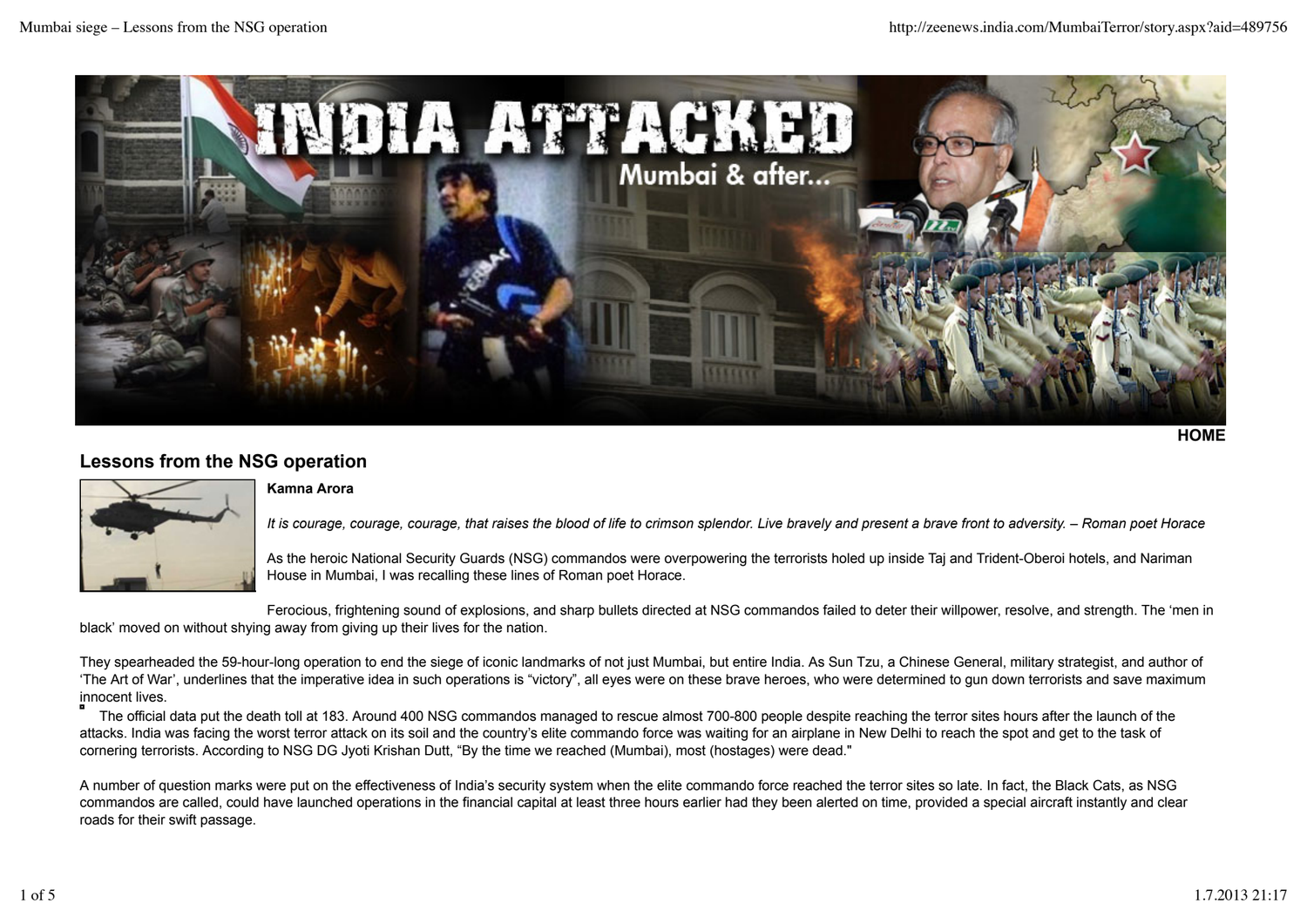HOME

## Lessons from the NSG operation

**Kamna Arora**

*It is courage, courage, courage, that raises the blood of life to crimson splendor. Live bravely and present a brave front to adversity. – Roman poet Horace*

As the heroic National Security Guards (NSG) commandos were overpowering the terrorists holed up inside Taj and Trident-Oberoi hotels, and Nariman House in Mumbai, I was recalling these lines of Roman poet Horace.

Ferocious, frightening sound of explosions, and sharp bullets directed at NSG commandos failed to deter their willpower, resolve, and strength. The 'men in black' moved on without shying away from giving up their lives for the nation.

They spearheaded the 59-hour-long operation to end the siege of iconic landmarks of not just Mumbai, but entire India. As Sun Tzu, a Chinese General, military strategist, and author of 'The Art of War', underlines that the imperative idea in such operations is "victory", all eyes were on these brave heroes, who were determined to gun down terrorists and save maximum innocent lives.

The official data put the death toll at 183. Around 400 NSG commandos managed to rescue almost 700-800 people despite reaching the terror sites hours after the launch of the attacks. India was facing the worst terror attack on its soil and the country's elite commando force was waiting for an airplane in New Delhi to reach the spot and get to the task of cornering terrorists. According to NSG DG Jyoti Krishan Dutt, "By the time we reached (Mumbai), most (hostages) were dead."

A number of question marks were put on the effectiveness of India's security system when the elite commando force reached the terror sites so late. In fact, the Black Cats, as NSG commandos are called, could have launched operations in the financial capital at least three hours earlier had they been alerted on time, provided a special aircraft instantly and clear roads for their swift passage.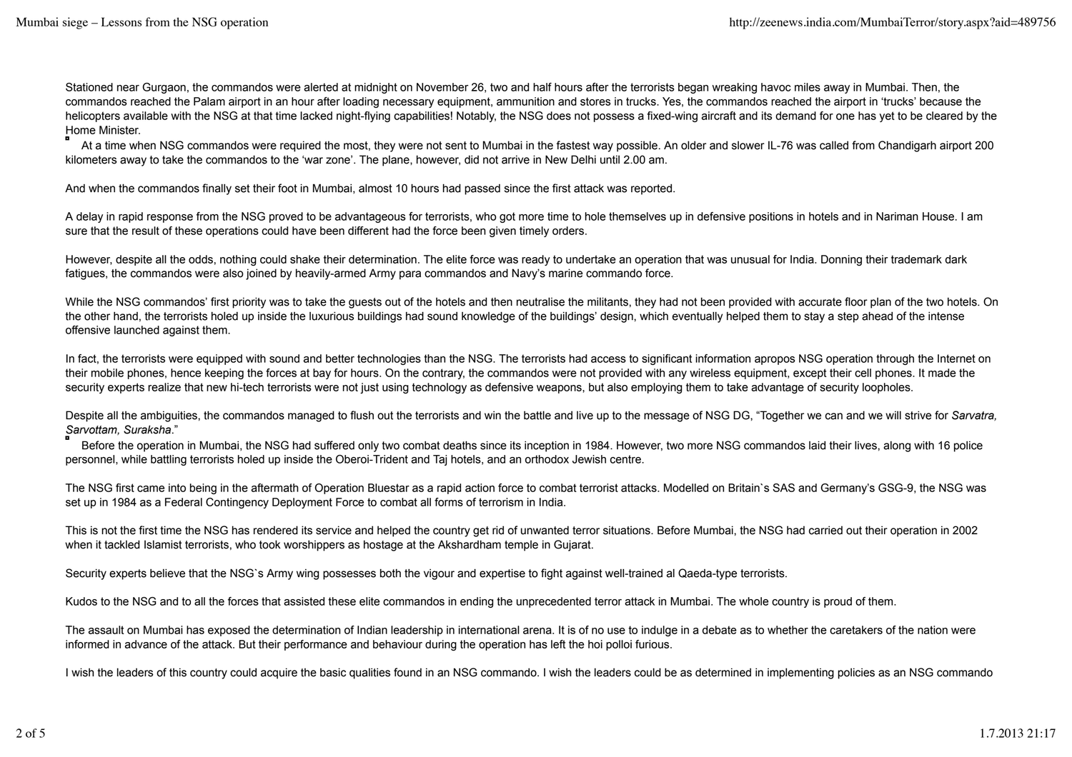Stationed near Gurgaon, the commandos were alerted at midnight on November 26, two and half hours after the terrorists began wreaking havoc miles away in Mumbai. Then, the commandos reached the Palam airport in an hour after loading necessary equipment, ammunition and stores in trucks. Yes, the commandos reached the airport in 'trucks' because the helicopters available with the NSG at that time lacked night-flying capabilities! Notably, the NSG does not possess a fixed-wing aircraft and its demand for one has yet to be cleared by the Home Minister.

At a time when NSG commandos were required the most, they were not sent to Mumbai in the fastest way possible. An older and slower IL-76 was called from Chandigarh airport 200 kilometers away to take the commandos to the 'war zone'. The plane, however, did not arrive in New Delhi until 2.00 am.

And when the commandos finally set their foot in Mumbai, almost 10 hours had passed since the first attack was reported.

A delay in rapid response from the NSG proved to be advantageous for terrorists, who got more time to hole themselves up in defensive positions in hotels and in Nariman House. I am sure that the result of these operations could have been different had the force been given timely orders.

However, despite all the odds, nothing could shake their determination. The elite force was ready to undertake an operation that was unusual for India. Donning their trademark dark fatigues, the commandos were also joined by heavily-armed Army para commandos and Navy's marine commando force.

While the NSG commandos' first priority was to take the guests out of the hotels and then neutralise the militants, they had not been provided with accurate floor plan of the two hotels. On the other hand, the terrorists holed up inside the luxurious buildings had sound knowledge of the buildings' design, which eventually helped them to stay a step ahead of the intense offensive launched against them.

In fact, the terrorists were equipped with sound and better technologies than the NSG. The terrorists had access to significant information apropos NSG operation through the Internet on their mobile phones, hence keeping the forces at bay for hours. On the contrary, the commandos were not provided with any wireless equipment, except their cell phones. It made the security experts realize that new hi-tech terrorists were not just using technology as defensive weapons, but also employing them to take advantage of security loopholes.

Despite all the ambiguities, the commandos managed to flush out the terrorists and win the battle and live up to the message of NSG DG, "Together we can and we will strive for *Sarvatra, Sarvottam, Suraksha*."

Before the operation in Mumbai, the NSG had suffered only two combat deaths since its inception in 1984. However, two more NSG commandos laid their lives, along with 16 police personnel, while battling terrorists holed up inside the Oberoi-Trident and Taj hotels, and an orthodox Jewish centre.

The NSG first came into being in the aftermath of Operation Bluestar as a rapid action force to combat terrorist attacks. Modelled on Britain`s SAS and Germany's GSG-9, the NSG was set up in 1984 as a Federal Contingency Deployment Force to combat all forms of terrorism in India.

This is not the first time the NSG has rendered its service and helped the country get rid of unwanted terror situations. Before Mumbai, the NSG had carried out their operation in 2002 when it tackled Islamist terrorists, who took worshippers as hostage at the Akshardham temple in Gujarat.

Security experts believe that the NSG`s Army wing possesses both the vigour and expertise to fight against well-trained al Qaeda-type terrorists.

Kudos to the NSG and to all the forces that assisted these elite commandos in ending the unprecedented terror attack in Mumbai. The whole country is proud of them.

The assault on Mumbai has exposed the determination of Indian leadership in international arena. It is of no use to indulge in a debate as to whether the caretakers of the nation were informed in advance of the attack. But their performance and behaviour during the operation has left the hoi polloi furious.

I wish the leaders of this country could acquire the basic qualities found in an NSG commando. I wish the leaders could be as determined in implementing policies as an NSG commando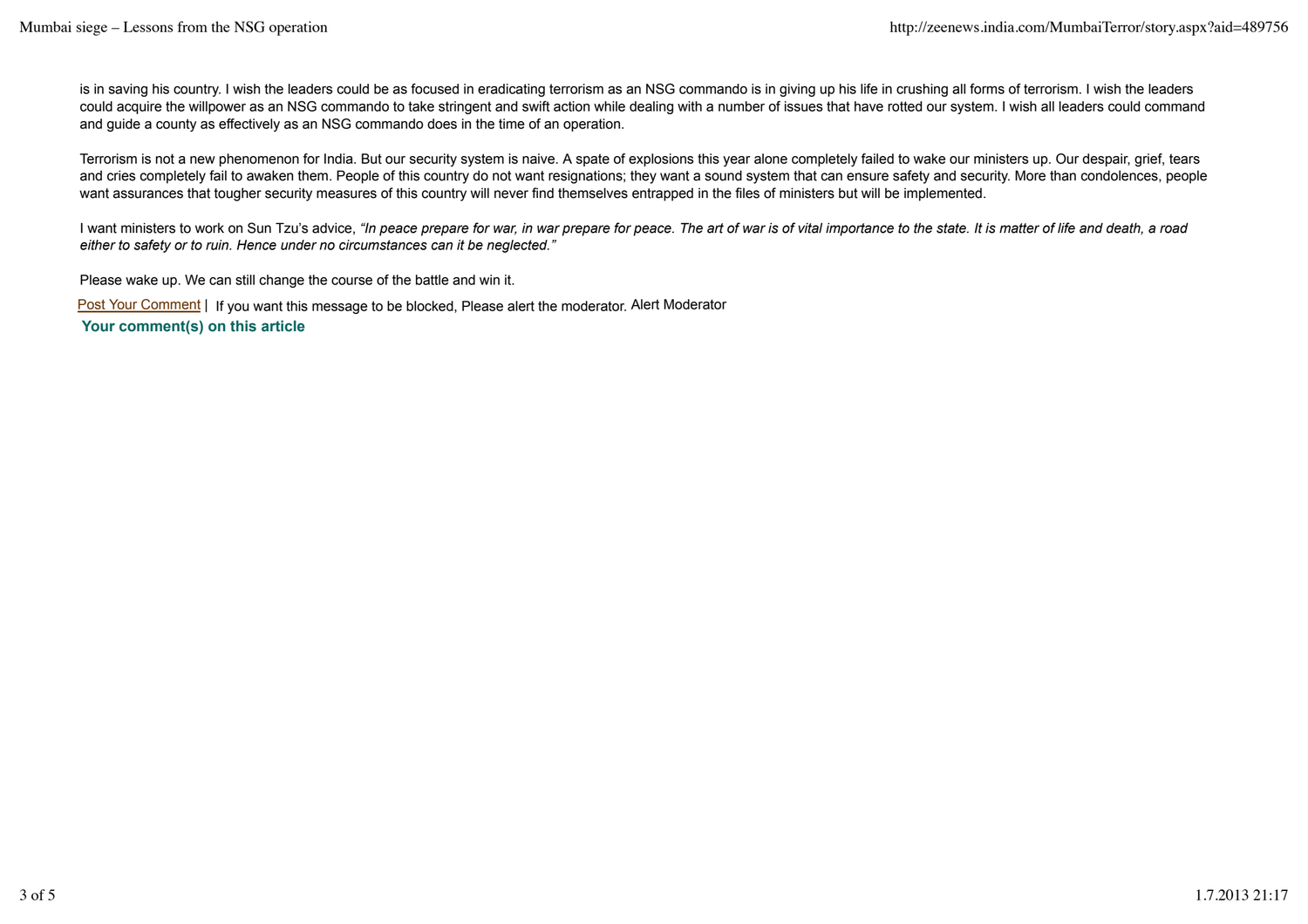is in saving his country. I wish the leaders could be as focused in eradicating terrorism as an NSG commando is in giving up his life in crushing all forms of terrorism. I wish the leaders could acquire the willpower as an NSG commando to take stringent and swift action while dealing with a number of issues that have rotted our system. I wish all leaders could command and guide a county as effectively as an NSG commando does in the time of an operation.

Terrorism is not a new phenomenon for India. But our security system is naive. A spate of explosions this year alone completely failed to wake our ministers up. Our despair, grief, tears and cries completely fail to awaken them. People of this country do not want resignations; they want a sound system that can ensure safety and security. More than condolences, people want assurances that tougher security measures of this country will never find themselves entrapped in the files of ministers but will be implemented.

I want ministers to work on Sun Tzu's advice, *"In peace prepare for war, in war prepare for peace. The art of war is of vital importance to the state. It is matter of life and death, a road either to safety or to ruin. Hence under no circumstances can it be neglected."*

Please wake up. We can still change the course of the battle and win it.

Post Your Comment | If you want this message to be blocked, Please alert the moderator. Alert Moderator

**Your comment(s) on this article**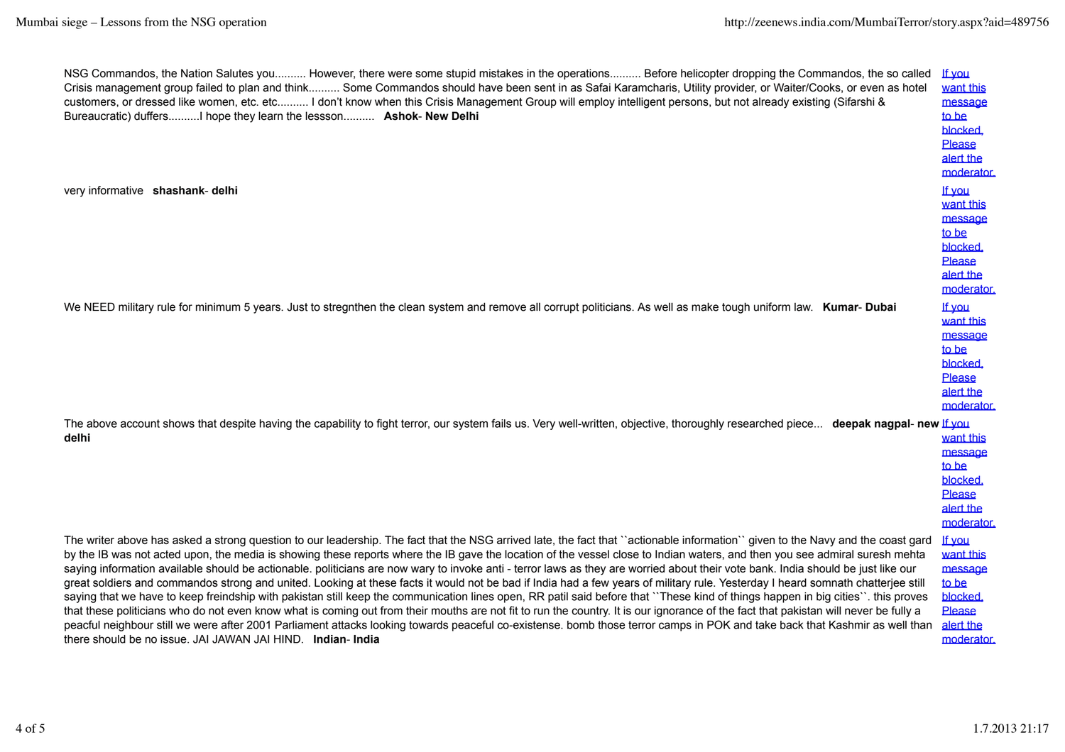NSG Commandos, the Nation Salutes you.......... However, there were some stupid mistakes in the operations.......... Before helicopter dropping the Commandos, the so called Crisis management group failed to plan and think.......... Some Commandos should have been sent in as Safai Karamcharis, Utility provider, or Waiter/Cooks, or even as hotel customers, or dressed like women, etc. etc.......... I don't know when this Crisis Management Group will employ intelligent persons, but not already existing (Sifarshi & Bureaucratic) duffers..........I hope they learn the lessson.......... **Ashok- New Delhi**

If you want this message to be blocked, Please alert the moderator.

very informative **shashank- delhi**

If you want this message to be blocked, Please alert the moderator.

We NEED military rule for minimum 5 years. Just to stregnthen the clean system and remove all corrupt politicians. As well as make tough uniform law. **Kumar- Dubai**

If you want this message to be blocked, Please alert the moderator.

The above account shows that despite having the capability to fight terror, our system fails us. Very well-written, objective, thoroughly researched piece... **deepak nagpal- new delhi**

If you want this message to be blocked, Please alert the moderator.

The writer above has asked a strong question to our leadership. The fact that the NSG arrived late, the fact that ``actionable information`` given to the Navy and the coast gard by the IB was not acted upon, the media is showing these reports where the IB gave the location of the vessel close to Indian waters, and then you see admiral suresh mehta saying information available should be actionable. politicians are now wary to invoke anti - terror laws as they are worried about their vote bank. India should be just like our great soldiers and commandos strong and united. Looking at these facts it would not be bad if India had a few years of military rule. Yesterday I heard somnath chatterjee still saying that we have to keep freindship with pakistan still keep the communication lines open, RR patil said before that ``These kind of things happen in big cities``. this proves that these politicians who do not even know what is coming out from their mouths are not fit to run the country. It is our ignorance of the fact that pakistan will never be fully a peacful neighbour still we were after 2001 Parliament attacks looking towards peaceful co-existense. bomb those terror camps in POK and take back that Kashmir as well than there should be no issue. JAI JAWAN JAI HIND. **Indian- India**

If you want this message to be blocked, Please alert the moderator.